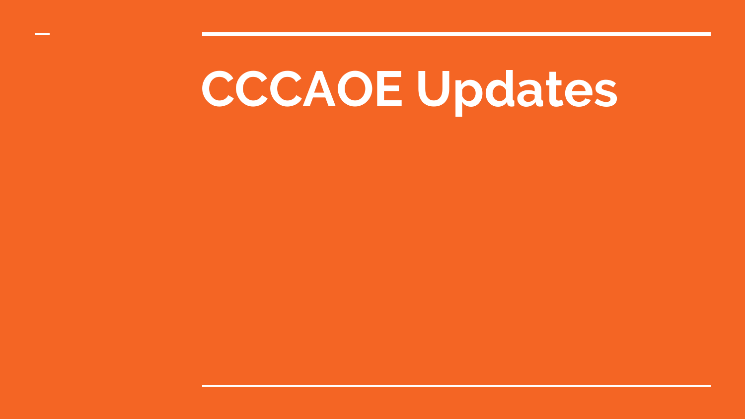# CCCAOE Updates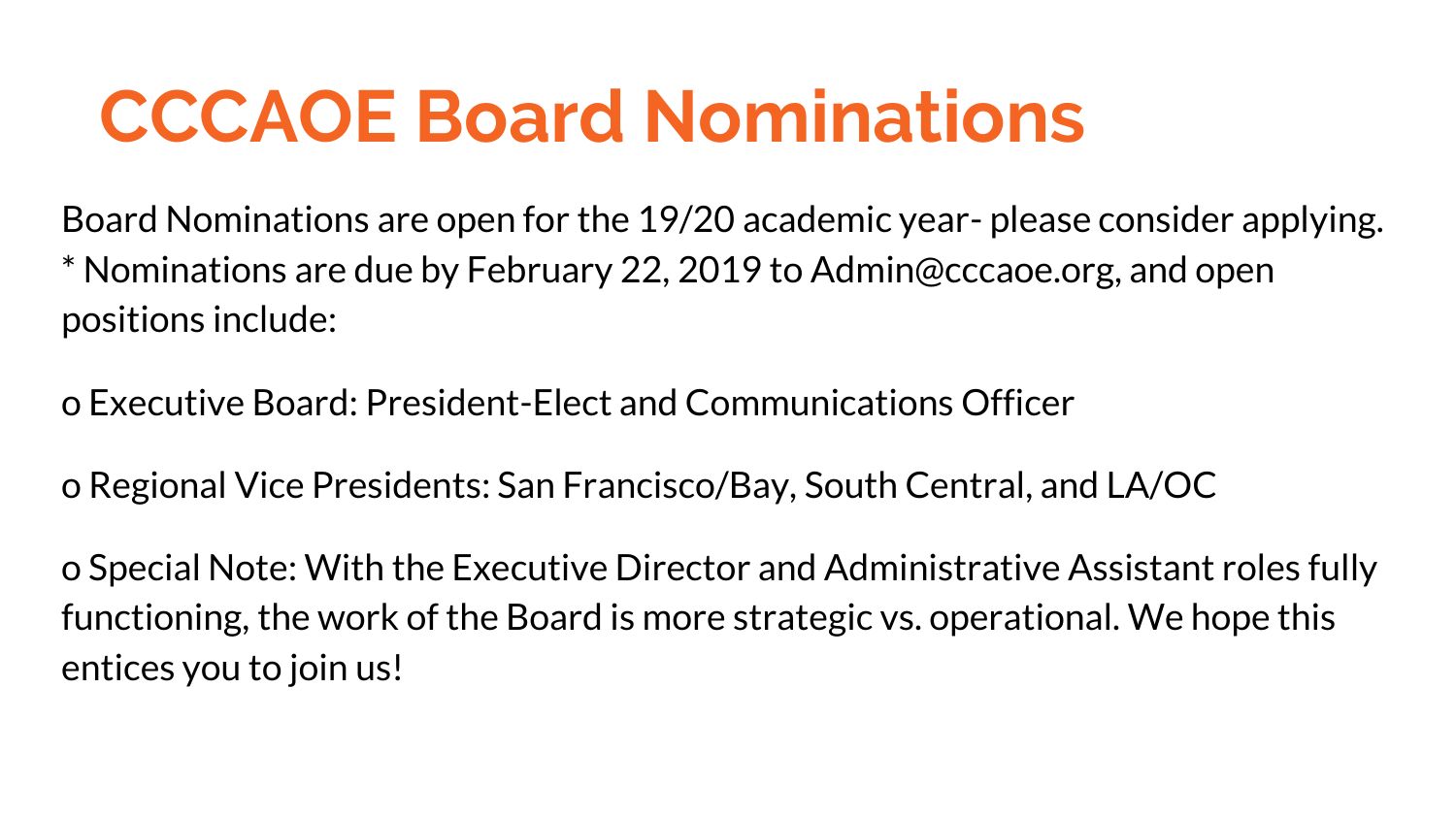# CCCAOE Board Nominations

Board Nominations are open for the 19/20 academic year- please consider applying.
* Nominations are due by February 22, 2019 to Admin@cccaoe.org, and open positions include:

o Executive Board: President-Elect and Communications Officer

o Regional Vice Presidents: San Francisco/Bay, South Central, and LA/OC

o Special Note: With the Executive Director and Administrative Assistant roles fully functioning, the work of the Board is more strategic vs. operational. We hope this entices you to join us!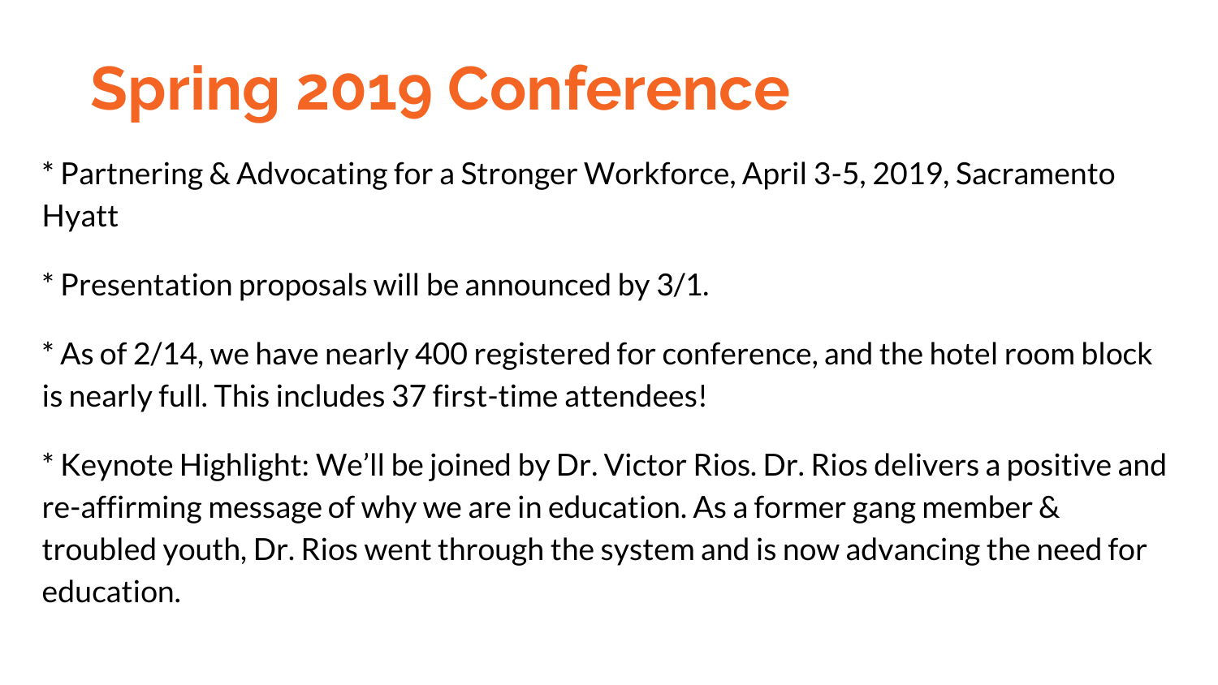# Spring 2019 Conference

* Partnering & Advocating for a Stronger Workforce, April 3-5, 2019, Sacramento Hyatt

* Presentation proposals will be announced by 3/1.

* As of 2/14, we have nearly 400 registered for conference, and the hotel room block is nearly full. This includes 37 first-time attendees!

* Keynote Highlight: We'll be joined by Dr. Victor Rios. Dr. Rios delivers a positive and re-affirming message of why we are in education. As a former gang member & troubled youth, Dr. Rios went through the system and is now advancing the need for education.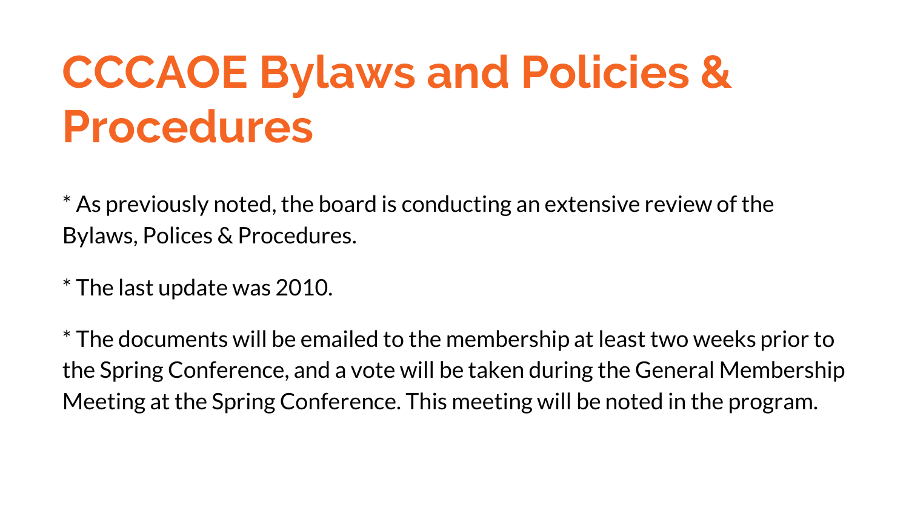# CCCAOE Bylaws and Policies & Procedures

* As previously noted, the board is conducting an extensive review of the Bylaws, Polices & Procedures.

* The last update was 2010.

* The documents will be emailed to the membership at least two weeks prior to the Spring Conference, and a vote will be taken during the General Membership Meeting at the Spring Conference. This meeting will be noted in the program.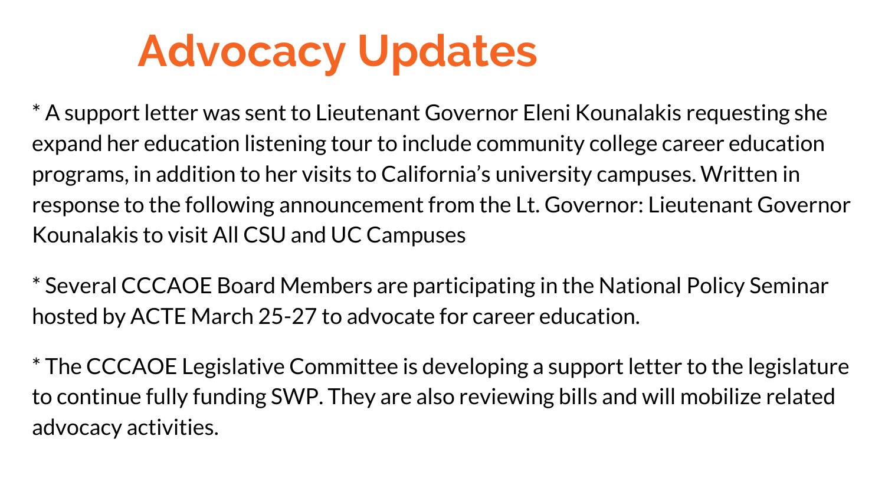# Advocacy Updates

* A support letter was sent to Lieutenant Governor Eleni Kounalakis requesting she expand her education listening tour to include community college career education programs, in addition to her visits to California's university campuses. Written in response to the following announcement from the Lt. Governor: Lieutenant Governor Kounalakis to visit All CSU and UC Campuses

* Several CCCAOE Board Members are participating in the National Policy Seminar hosted by ACTE March 25-27 to advocate for career education.

* The CCCAOE Legislative Committee is developing a support letter to the legislature to continue fully funding SWP. They are also reviewing bills and will mobilize related advocacy activities.